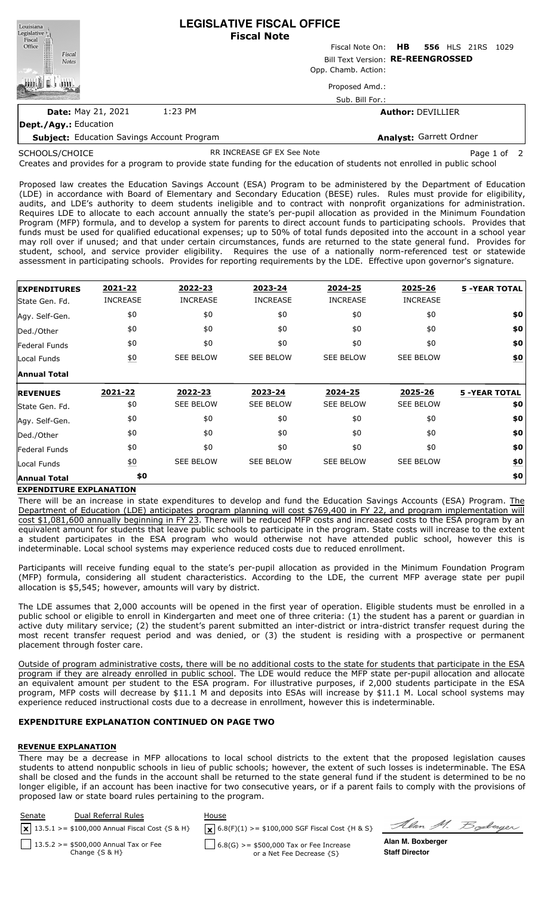# LEGISLATIVE FISCAL OFFICE
**Fiscal Note**

Fiscal Note On: **HB 556** HLS 21RS 1029

Bill Text Version: **RE-REENGROSSED**

Opp. Chamb. Action:

Proposed Amd.:

Sub. Bill For.:

**Date:** May 21, 2021 1:23 PM

**Author:** DEVILLIER

**Dept./Agy.:** Education

**Subject:** Education Savings Account Program

**Analyst:** Garrett Ordner

SCHOOLS/CHOICE RR INCREASE GF EX See Note

Creates and provides for a program to provide state funding for the education of students not enrolled in public school

Proposed law creates the Education Savings Account (ESA) Program to be administered by the Department of Education (LDE) in accordance with Board of Elementary and Secondary Education (BESE) rules. Rules must provide for eligibility, audits, and LDE's authority to deem students ineligible and to contract with nonprofit organizations for administration. Requires LDE to allocate to each account annually the state's per-pupil allocation as provided in the Minimum Foundation Program (MFP) formula, and to develop a system for parents to direct account funds to participating schools. Provides that funds must be used for qualified educational expenses; up to 50% of total funds deposited into the account in a school year may roll over if unused; and that under certain circumstances, funds are returned to the state general fund. Provides for student, school, and service provider eligibility. Requires the use of a nationally norm-referenced test or statewide assessment in participating schools. Provides for reporting requirements by the LDE. Effective upon governor's signature.

| **EXPENDITURES** | **2021-22** | **2022-23** | **2023-24** | **2024-25** | **2025-26** | **5 -YEAR TOTAL** |
|---|---|---|---|---|---|---|
| State Gen. Fd. | INCREASE | INCREASE | INCREASE | INCREASE | INCREASE | |
| Agy. Self-Gen. | $0 | $0 | $0 | $0 | $0 | **$0** |
| Ded./Other | $0 | $0 | $0 | $0 | $0 | **$0** |
| Federal Funds | $0 | $0 | $0 | $0 | $0 | **$0** |
| Local Funds | $0 | SEE BELOW | SEE BELOW | SEE BELOW | SEE BELOW | **$0** |
| **Annual Total** | | | | | | |

| **REVENUES** | **2021-22** | **2022-23** | **2023-24** | **2024-25** | **2025-26** | **5 -YEAR TOTAL** |
|---|---|---|---|---|---|---|
| State Gen. Fd. | $0 | SEE BELOW | SEE BELOW | SEE BELOW | SEE BELOW | **$0** |
| Agy. Self-Gen. | $0 | $0 | $0 | $0 | $0 | **$0** |
| Ded./Other | $0 | $0 | $0 | $0 | $0 | **$0** |
| Federal Funds | $0 | $0 | $0 | $0 | $0 | **$0** |
| Local Funds | $0 | SEE BELOW | SEE BELOW | SEE BELOW | SEE BELOW | **$0** |
| **Annual Total** | **$0** | | | | | **$0** |

**EXPENDITURE EXPLANATION**

There will be an increase in state expenditures to develop and fund the Education Savings Accounts (ESA) Program. The Department of Education (LDE) anticipates program planning will cost $769,400 in FY 22, and program implementation will cost $1,081,600 annually beginning in FY 23. There will be reduced MFP costs and increased costs to the ESA program by an equivalent amount for students that leave public schools to participate in the program. State costs will increase to the extent a student participates in the ESA program who would otherwise not have attended public school, however this is indeterminable. Local school systems may experience reduced costs due to reduced enrollment.

Participants will receive funding equal to the state's per-pupil allocation as provided in the Minimum Foundation Program (MFP) formula, considering all student characteristics. According to the LDE, the current MFP average state per pupil allocation is $5,545; however, amounts will vary by district.

The LDE assumes that 2,000 accounts will be opened in the first year of operation. Eligible students must be enrolled in a public school or eligible to enroll in Kindergarten and meet one of three criteria: (1) the student has a parent or guardian in active duty military service; (2) the student's parent submitted an inter-district or intra-district transfer request during the most recent transfer request period and was denied, or (3) the student is residing with a prospective or permanent placement through foster care.

Outside of program administrative costs, there will be no additional costs to the state for students that participate in the ESA program if they are already enrolled in public school. The LDE would reduce the MFP state per-pupil allocation and allocate an equivalent amount per student to the ESA program. For illustrative purposes, if 2,000 students participate in the ESA program, MFP costs will decrease by $11.1 M and deposits into ESAs will increase by $11.1 M. Local school systems may experience reduced instructional costs due to a decrease in enrollment, however this is indeterminable.

**EXPENDITURE EXPLANATION CONTINUED ON PAGE TWO**

**REVENUE EXPLANATION**

There may be a decrease in MFP allocations to local school districts to the extent that the proposed legislation causes students to attend nonpublic schools in lieu of public schools; however, the extent of such losses is indeterminable. The ESA shall be closed and the funds in the account shall be returned to the state general fund if the student is determined to be no longer eligible, if an account has been inactive for two consecutive years, or if a parent fails to comply with the provisions of proposed law or state board rules pertaining to the program.

| Senate | Dual Referral Rules | House |
|---|---|---|
| [x] | 13.5.1 >= $100,000 Annual Fiscal Cost {S & H} | [x] 6.8(F)(1) >= $100,000 SGF Fiscal Cost {H & S} |
| [ ] | 13.5.2 >= $500,000 Annual Tax or Fee Change {S & H} | [ ] 6.8(G) >= $500,000 Tax or Fee Increase or a Net Fee Decrease {S} |

**Alan M. Boxberger**
**Staff Director**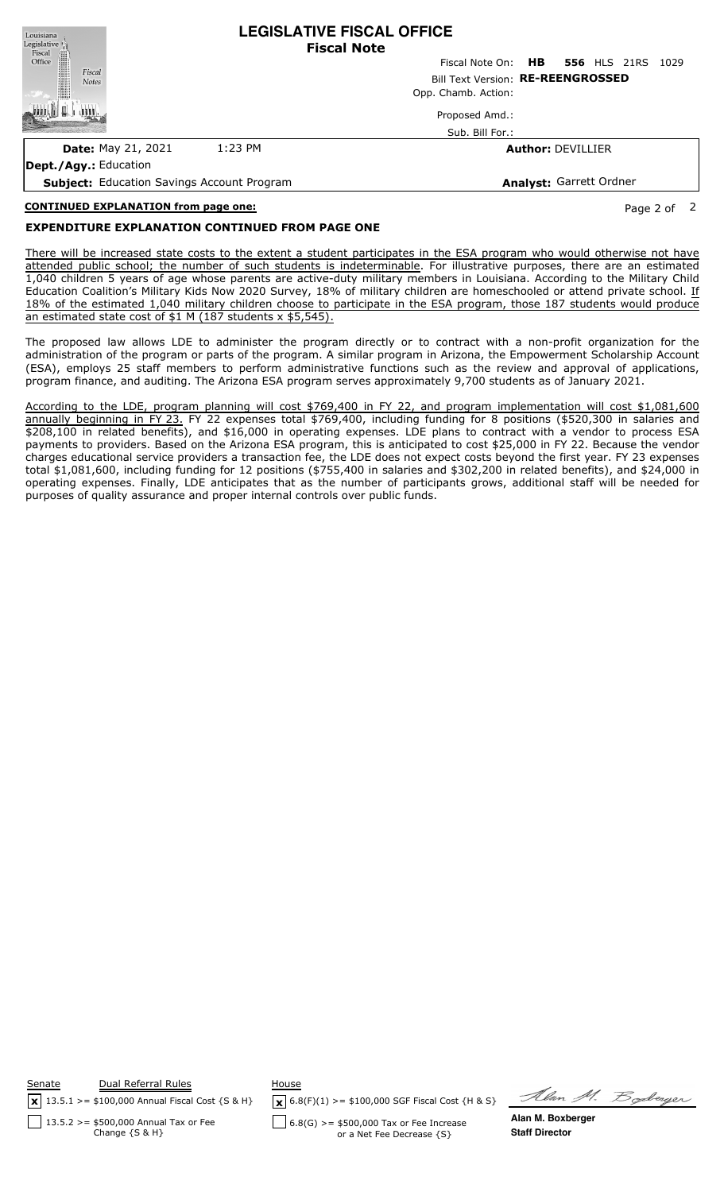**LEGISLATIVE FISCAL OFFICE**
**Fiscal Note**

Fiscal Note On: **HB 556** HLS 21RS 1029

Bill Text Version: **RE-REENGROSSED**

Opp. Chamb. Action:

Proposed Amd.:

Sub. Bill For.:

**Date:** May 21, 2021 1:23 PM

**Author:** DEVILLIER

**Dept./Agy.:** Education

**Subject:** Education Savings Account Program

**Analyst:** Garrett Ordner

**CONTINUED EXPLANATION from page one:**

**EXPENDITURE EXPLANATION CONTINUED FROM PAGE ONE**

There will be increased state costs to the extent a student participates in the ESA program who would otherwise not have attended public school; the number of such students is indeterminable. For illustrative purposes, there are an estimated 1,040 children 5 years of age whose parents are active-duty military members in Louisiana. According to the Military Child Education Coalition's Military Kids Now 2020 Survey, 18% of military children are homeschooled or attend private school. If 18% of the estimated 1,040 military children choose to participate in the ESA program, those 187 students would produce an estimated state cost of $1 M (187 students x $5,545).

The proposed law allows LDE to administer the program directly or to contract with a non-profit organization for the administration of the program or parts of the program. A similar program in Arizona, the Empowerment Scholarship Account (ESA), employs 25 staff members to perform administrative functions such as the review and approval of applications, program finance, and auditing. The Arizona ESA program serves approximately 9,700 students as of January 2021.

According to the LDE, program planning will cost $769,400 in FY 22, and program implementation will cost $1,081,600 annually beginning in FY 23. FY 22 expenses total $769,400, including funding for 8 positions ($520,300 in salaries and $208,100 in related benefits), and $16,000 in operating expenses. LDE plans to contract with a vendor to process ESA payments to providers. Based on the Arizona ESA program, this is anticipated to cost $25,000 in FY 22. Because the vendor charges educational service providers a transaction fee, the LDE does not expect costs beyond the first year. FY 23 expenses total $1,081,600, including funding for 12 positions ($755,400 in salaries and $302,200 in related benefits), and $24,000 in operating expenses. Finally, LDE anticipates that as the number of participants grows, additional staff will be needed for purposes of quality assurance and proper internal controls over public funds.

| Senate | Dual Referral Rules | House |
|---|---|---|
| [x] 13.5.1 >= $100,000 Annual Fiscal Cost {S & H} | | [x] 6.8(F)(1) >= $100,000 SGF Fiscal Cost {H & S} |
| [ ] 13.5.2 >= $500,000 Annual Tax or Fee Change {S & H} | | [ ] 6.8(G) >= $500,000 Tax or Fee Increase or a Net Fee Decrease {S} |

**Alan M. Boxberger**
**Staff Director**